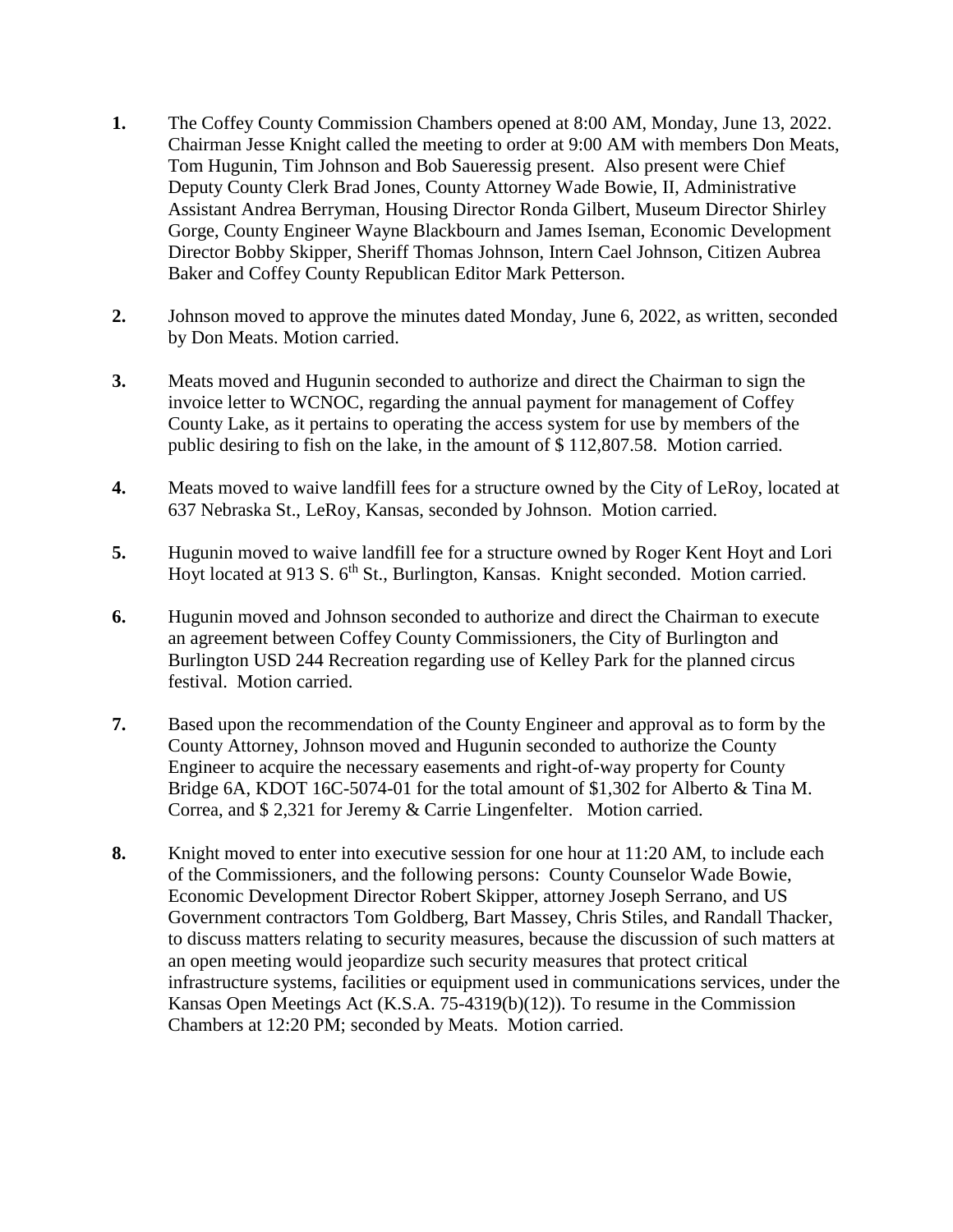1. The Coffey County Commission Chambers opened at 8:00 AM, Monday, June 13, 2022. Chairman Jesse Knight called the meeting to order at 9:00 AM with members Don Meats, Tom Hugunin, Tim Johnson and Bob Saueressig present. Also present were Chief Deputy County Clerk Brad Jones, County Attorney Wade Bowie, II, Administrative Assistant Andrea Berryman, Housing Director Ronda Gilbert, Museum Director Shirley Gorge, County Engineer Wayne Blackbourn and James Iseman, Economic Development Director Bobby Skipper, Sheriff Thomas Johnson, Intern Cael Johnson, Citizen Aubrea Baker and Coffey County Republican Editor Mark Petterson.

2. Johnson moved to approve the minutes dated Monday, June 6, 2022, as written, seconded by Don Meats. Motion carried.

3. Meats moved and Hugunin seconded to authorize and direct the Chairman to sign the invoice letter to WCNOC, regarding the annual payment for management of Coffey County Lake, as it pertains to operating the access system for use by members of the public desiring to fish on the lake, in the amount of $ 112,807.58. Motion carried.

4. Meats moved to waive landfill fees for a structure owned by the City of LeRoy, located at 637 Nebraska St., LeRoy, Kansas, seconded by Johnson. Motion carried.

5. Hugunin moved to waive landfill fee for a structure owned by Roger Kent Hoyt and Lori Hoyt located at 913 S. 6th St., Burlington, Kansas. Knight seconded. Motion carried.

6. Hugunin moved and Johnson seconded to authorize and direct the Chairman to execute an agreement between Coffey County Commissioners, the City of Burlington and Burlington USD 244 Recreation regarding use of Kelley Park for the planned circus festival. Motion carried.

7. Based upon the recommendation of the County Engineer and approval as to form by the County Attorney, Johnson moved and Hugunin seconded to authorize the County Engineer to acquire the necessary easements and right-of-way property for County Bridge 6A, KDOT 16C-5074-01 for the total amount of $1,302 for Alberto & Tina M. Correa, and $ 2,321 for Jeremy & Carrie Lingenfelter. Motion carried.

8. Knight moved to enter into executive session for one hour at 11:20 AM, to include each of the Commissioners, and the following persons: County Counselor Wade Bowie, Economic Development Director Robert Skipper, attorney Joseph Serrano, and US Government contractors Tom Goldberg, Bart Massey, Chris Stiles, and Randall Thacker, to discuss matters relating to security measures, because the discussion of such matters at an open meeting would jeopardize such security measures that protect critical infrastructure systems, facilities or equipment used in communications services, under the Kansas Open Meetings Act (K.S.A. 75-4319(b)(12)). To resume in the Commission Chambers at 12:20 PM; seconded by Meats. Motion carried.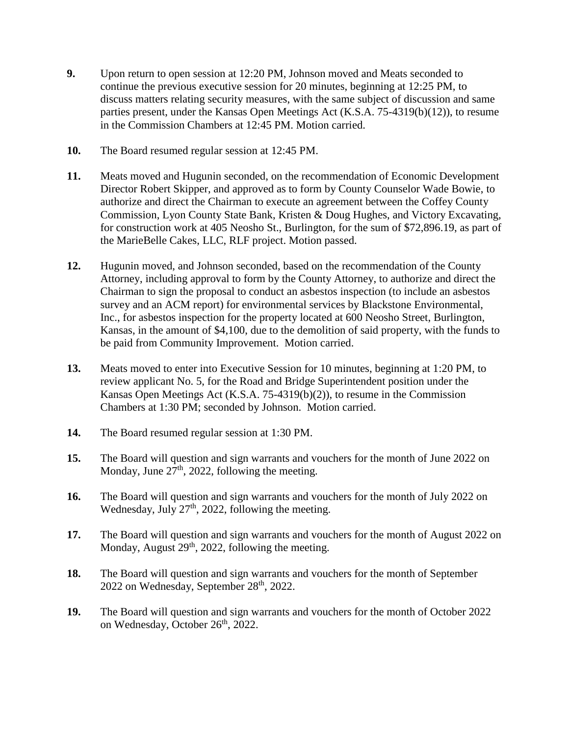**9.** Upon return to open session at 12:20 PM, Johnson moved and Meats seconded to continue the previous executive session for 20 minutes, beginning at 12:25 PM, to discuss matters relating security measures, with the same subject of discussion and same parties present, under the Kansas Open Meetings Act (K.S.A. 75-4319(b)(12)), to resume in the Commission Chambers at 12:45 PM. Motion carried.

**10.** The Board resumed regular session at 12:45 PM.

**11.** Meats moved and Hugunin seconded, on the recommendation of Economic Development Director Robert Skipper, and approved as to form by County Counselor Wade Bowie, to authorize and direct the Chairman to execute an agreement between the Coffey County Commission, Lyon County State Bank, Kristen & Doug Hughes, and Victory Excavating, for construction work at 405 Neosho St., Burlington, for the sum of $72,896.19, as part of the MarieBelle Cakes, LLC, RLF project. Motion passed.

**12.** Hugunin moved, and Johnson seconded, based on the recommendation of the County Attorney, including approval to form by the County Attorney, to authorize and direct the Chairman to sign the proposal to conduct an asbestos inspection (to include an asbestos survey and an ACM report) for environmental services by Blackstone Environmental, Inc., for asbestos inspection for the property located at 600 Neosho Street, Burlington, Kansas, in the amount of $4,100, due to the demolition of said property, with the funds to be paid from Community Improvement. Motion carried.

**13.** Meats moved to enter into Executive Session for 10 minutes, beginning at 1:20 PM, to review applicant No. 5, for the Road and Bridge Superintendent position under the Kansas Open Meetings Act (K.S.A. 75-4319(b)(2)), to resume in the Commission Chambers at 1:30 PM; seconded by Johnson. Motion carried.

**14.** The Board resumed regular session at 1:30 PM.

**15.** The Board will question and sign warrants and vouchers for the month of June 2022 on Monday, June 27th, 2022, following the meeting.

**16.** The Board will question and sign warrants and vouchers for the month of July 2022 on Wednesday, July 27th, 2022, following the meeting.

**17.** The Board will question and sign warrants and vouchers for the month of August 2022 on Monday, August 29th, 2022, following the meeting.

**18.** The Board will question and sign warrants and vouchers for the month of September 2022 on Wednesday, September 28th, 2022.

**19.** The Board will question and sign warrants and vouchers for the month of October 2022 on Wednesday, October 26th, 2022.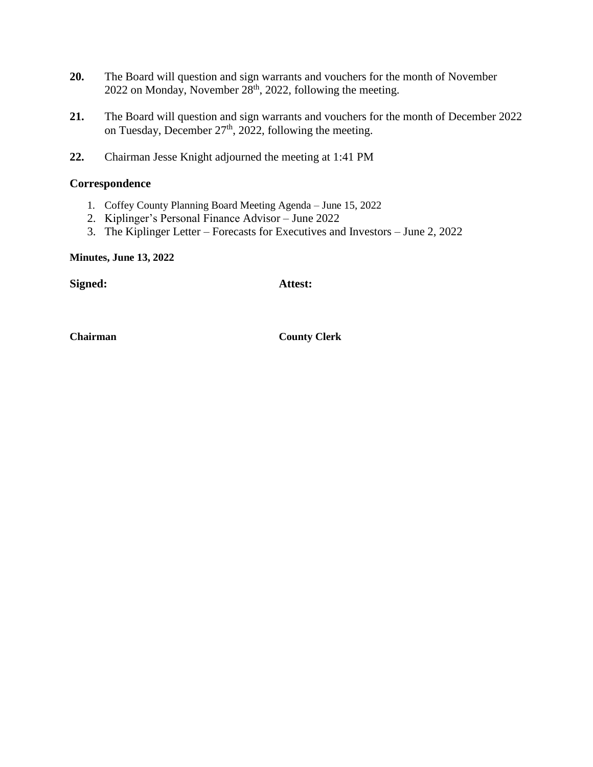**20.** The Board will question and sign warrants and vouchers for the month of November 2022 on Monday, November 28th, 2022, following the meeting.

**21.** The Board will question and sign warrants and vouchers for the month of December 2022 on Tuesday, December 27th, 2022, following the meeting.

**22.** Chairman Jesse Knight adjourned the meeting at 1:41 PM

## Correspondence

1. Coffey County Planning Board Meeting Agenda – June 15, 2022
2. Kiplinger's Personal Finance Advisor – June 2022
3. The Kiplinger Letter – Forecasts for Executives and Investors – June 2, 2022

**Minutes, June 13, 2022**

**Signed:** **Attest:**

**Chairman** **County Clerk**